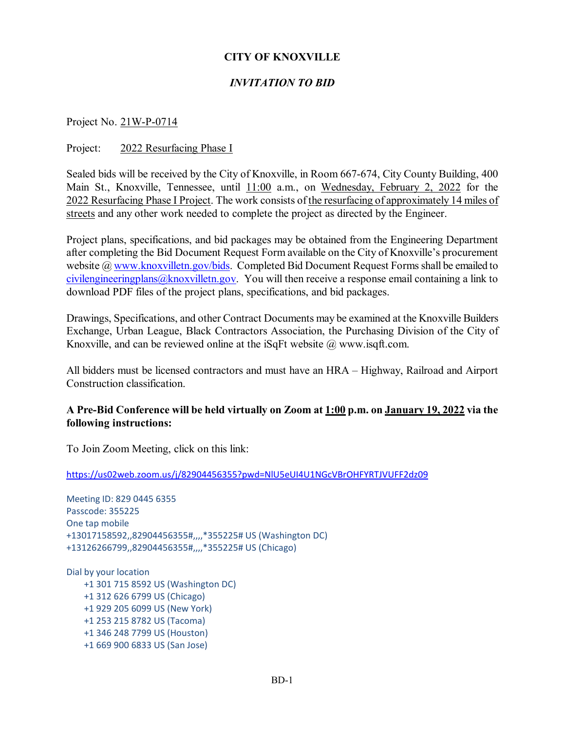# CITY OF KNOXVILLE

## *INVITATION TO BID*

Project No. 21W-P-0714

Project: 2022 Resurfacing Phase I

Sealed bids will be received by the City of Knoxville, in Room 667-674, City County Building, 400 Main St., Knoxville, Tennessee, until 11:00 a.m., on Wednesday, February 2, 2022 for the 2022 Resurfacing Phase I Project. The work consists of the resurfacing of approximately 14 miles of streets and any other work needed to complete the project as directed by the Engineer.

Project plans, specifications, and bid packages may be obtained from the Engineering Department after completing the Bid Document Request Form available on the City of Knoxville's procurement website @ www.knoxvilletn.gov/bids. Completed Bid Document Request Forms shall be emailed to civilengineeringplans@knoxvilletn.gov. You will then receive a response email containing a link to download PDF files of the project plans, specifications, and bid packages.

Drawings, Specifications, and other Contract Documents may be examined at the Knoxville Builders Exchange, Urban League, Black Contractors Association, the Purchasing Division of the City of Knoxville, and can be reviewed online at the iSqFt website @ www.isqft.com.

All bidders must be licensed contractors and must have an HRA – Highway, Railroad and Airport Construction classification.

**A Pre-Bid Conference will be held virtually on Zoom at 1:00 p.m. on January 19, 2022 via the following instructions:**

To Join Zoom Meeting, click on this link:

https://us02web.zoom.us/j/82904456355?pwd=NlU5eUI4U1NGcVBrOHFYRTJVUFF2dz09

Meeting ID: 829 0445 6355
Passcode: 355225
One tap mobile
+13017158592,,82904456355#,,,,*355225# US (Washington DC)
+13126266799,,82904456355#,,,,*355225# US (Chicago)

Dial by your location
- +1 301 715 8592 US (Washington DC)
- +1 312 626 6799 US (Chicago)
- +1 929 205 6099 US (New York)
- +1 253 215 8782 US (Tacoma)
- +1 346 248 7799 US (Houston)
- +1 669 900 6833 US (San Jose)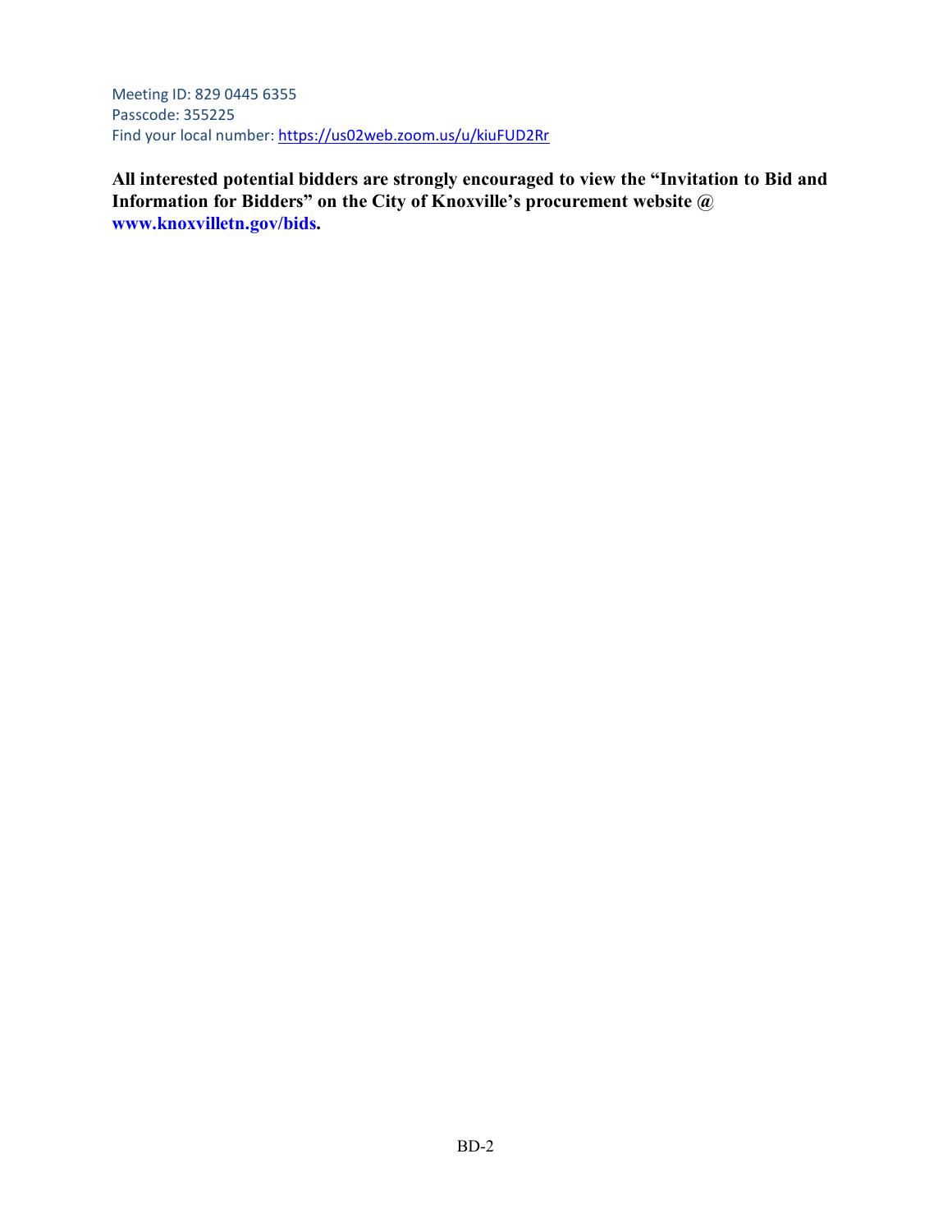Meeting ID: 829 0445 6355
Passcode: 355225
Find your local number: https://us02web.zoom.us/u/kiuFUD2Rr

**All interested potential bidders are strongly encouraged to view the "Invitation to Bid and Information for Bidders" on the City of Knoxville's procurement website @ www.knoxvilletn.gov/bids.**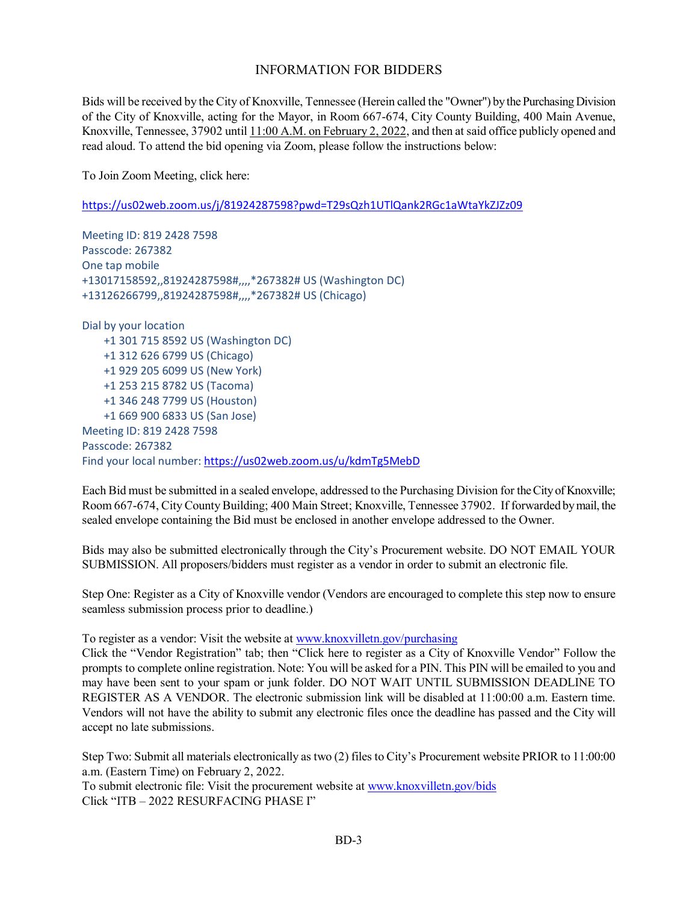# INFORMATION FOR BIDDERS

Bids will be received by the City of Knoxville, Tennessee (Herein called the "Owner") by the Purchasing Division of the City of Knoxville, acting for the Mayor, in Room 667-674, City County Building, 400 Main Avenue, Knoxville, Tennessee, 37902 until 11:00 A.M. on February 2, 2022, and then at said office publicly opened and read aloud. To attend the bid opening via Zoom, please follow the instructions below:

To Join Zoom Meeting, click here:

https://us02web.zoom.us/j/81924287598?pwd=T29sQzh1UTlQank2RGc1aWtaYkZJZz09

Meeting ID: 819 2428 7598
Passcode: 267382
One tap mobile
+13017158592,,81924287598#,,,,*267382# US (Washington DC)
+13126266799,,81924287598#,,,,*267382# US (Chicago)

Dial by your location
+1 301 715 8592 US (Washington DC)
+1 312 626 6799 US (Chicago)
+1 929 205 6099 US (New York)
+1 253 215 8782 US (Tacoma)
+1 346 248 7799 US (Houston)
+1 669 900 6833 US (San Jose)
Meeting ID: 819 2428 7598
Passcode: 267382
Find your local number: https://us02web.zoom.us/u/kdmTg5MebD

Each Bid must be submitted in a sealed envelope, addressed to the Purchasing Division for the City of Knoxville; Room 667-674, City County Building; 400 Main Street; Knoxville, Tennessee 37902. If forwarded by mail, the sealed envelope containing the Bid must be enclosed in another envelope addressed to the Owner.

Bids may also be submitted electronically through the City's Procurement website. DO NOT EMAIL YOUR SUBMISSION. All proposers/bidders must register as a vendor in order to submit an electronic file.

Step One: Register as a City of Knoxville vendor (Vendors are encouraged to complete this step now to ensure seamless submission process prior to deadline.)

To register as a vendor: Visit the website at www.knoxvilletn.gov/purchasing
Click the "Vendor Registration" tab; then "Click here to register as a City of Knoxville Vendor" Follow the prompts to complete online registration. Note: You will be asked for a PIN. This PIN will be emailed to you and may have been sent to your spam or junk folder. DO NOT WAIT UNTIL SUBMISSION DEADLINE TO REGISTER AS A VENDOR. The electronic submission link will be disabled at 11:00:00 a.m. Eastern time. Vendors will not have the ability to submit any electronic files once the deadline has passed and the City will accept no late submissions.

Step Two: Submit all materials electronically as two (2) files to City's Procurement website PRIOR to 11:00:00 a.m. (Eastern Time) on February 2, 2022.
To submit electronic file: Visit the procurement website at www.knoxvilletn.gov/bids
Click "ITB – 2022 RESURFACING PHASE I"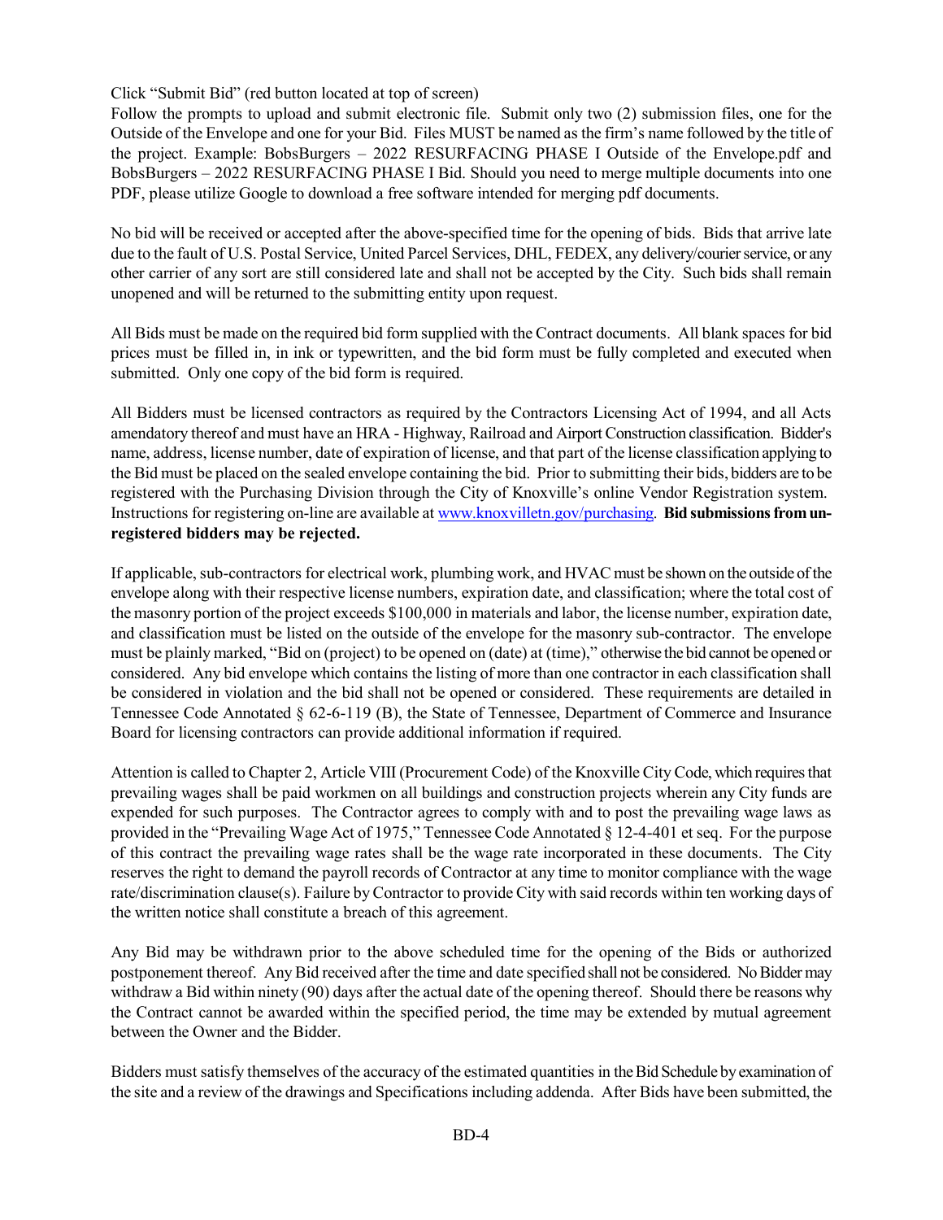Click "Submit Bid" (red button located at top of screen)

Follow the prompts to upload and submit electronic file. Submit only two (2) submission files, one for the Outside of the Envelope and one for your Bid. Files MUST be named as the firm's name followed by the title of the project. Example: BobsBurgers – 2022 RESURFACING PHASE I Outside of the Envelope.pdf and BobsBurgers – 2022 RESURFACING PHASE I Bid. Should you need to merge multiple documents into one PDF, please utilize Google to download a free software intended for merging pdf documents.

No bid will be received or accepted after the above-specified time for the opening of bids. Bids that arrive late due to the fault of U.S. Postal Service, United Parcel Services, DHL, FEDEX, any delivery/courier service, or any other carrier of any sort are still considered late and shall not be accepted by the City. Such bids shall remain unopened and will be returned to the submitting entity upon request.

All Bids must be made on the required bid form supplied with the Contract documents. All blank spaces for bid prices must be filled in, in ink or typewritten, and the bid form must be fully completed and executed when submitted. Only one copy of the bid form is required.

All Bidders must be licensed contractors as required by the Contractors Licensing Act of 1994, and all Acts amendatory thereof and must have an HRA - Highway, Railroad and Airport Construction classification. Bidder's name, address, license number, date of expiration of license, and that part of the license classification applying to the Bid must be placed on the sealed envelope containing the bid. Prior to submitting their bids, bidders are to be registered with the Purchasing Division through the City of Knoxville's online Vendor Registration system. Instructions for registering on-line are available at www.knoxvilletn.gov/purchasing. **Bid submissions from un-registered bidders may be rejected.**

If applicable, sub-contractors for electrical work, plumbing work, and HVAC must be shown on the outside of the envelope along with their respective license numbers, expiration date, and classification; where the total cost of the masonry portion of the project exceeds $100,000 in materials and labor, the license number, expiration date, and classification must be listed on the outside of the envelope for the masonry sub-contractor. The envelope must be plainly marked, "Bid on (project) to be opened on (date) at (time)," otherwise the bid cannot be opened or considered. Any bid envelope which contains the listing of more than one contractor in each classification shall be considered in violation and the bid shall not be opened or considered. These requirements are detailed in Tennessee Code Annotated § 62-6-119 (B), the State of Tennessee, Department of Commerce and Insurance Board for licensing contractors can provide additional information if required.

Attention is called to Chapter 2, Article VIII (Procurement Code) of the Knoxville City Code, which requires that prevailing wages shall be paid workmen on all buildings and construction projects wherein any City funds are expended for such purposes. The Contractor agrees to comply with and to post the prevailing wage laws as provided in the "Prevailing Wage Act of 1975," Tennessee Code Annotated § 12-4-401 et seq. For the purpose of this contract the prevailing wage rates shall be the wage rate incorporated in these documents. The City reserves the right to demand the payroll records of Contractor at any time to monitor compliance with the wage rate/discrimination clause(s). Failure by Contractor to provide City with said records within ten working days of the written notice shall constitute a breach of this agreement.

Any Bid may be withdrawn prior to the above scheduled time for the opening of the Bids or authorized postponement thereof. Any Bid received after the time and date specified shall not be considered. No Bidder may withdraw a Bid within ninety (90) days after the actual date of the opening thereof. Should there be reasons why the Contract cannot be awarded within the specified period, the time may be extended by mutual agreement between the Owner and the Bidder.

Bidders must satisfy themselves of the accuracy of the estimated quantities in the Bid Schedule by examination of the site and a review of the drawings and Specifications including addenda. After Bids have been submitted, the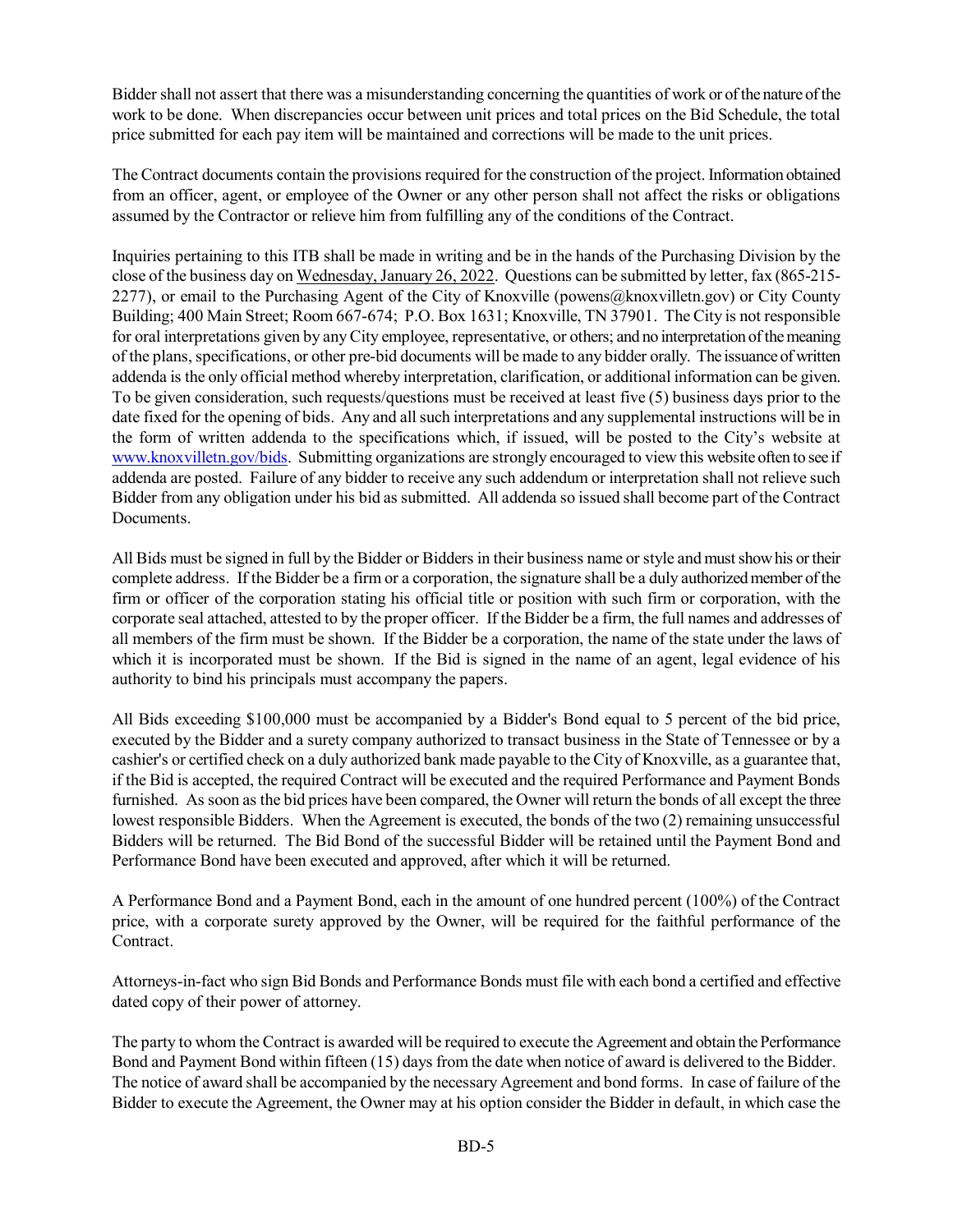Bidder shall not assert that there was a misunderstanding concerning the quantities of work or of the nature of the work to be done. When discrepancies occur between unit prices and total prices on the Bid Schedule, the total price submitted for each pay item will be maintained and corrections will be made to the unit prices.

The Contract documents contain the provisions required for the construction of the project. Information obtained from an officer, agent, or employee of the Owner or any other person shall not affect the risks or obligations assumed by the Contractor or relieve him from fulfilling any of the conditions of the Contract.

Inquiries pertaining to this ITB shall be made in writing and be in the hands of the Purchasing Division by the close of the business day on Wednesday, January 26, 2022. Questions can be submitted by letter, fax (865-215-2277), or email to the Purchasing Agent of the City of Knoxville (powens@knoxvilletn.gov) or City County Building; 400 Main Street; Room 667-674; P.O. Box 1631; Knoxville, TN 37901. The City is not responsible for oral interpretations given by any City employee, representative, or others; and no interpretation of the meaning of the plans, specifications, or other pre-bid documents will be made to any bidder orally. The issuance of written addenda is the only official method whereby interpretation, clarification, or additional information can be given. To be given consideration, such requests/questions must be received at least five (5) business days prior to the date fixed for the opening of bids. Any and all such interpretations and any supplemental instructions will be in the form of written addenda to the specifications which, if issued, will be posted to the City's website at www.knoxvilletn.gov/bids. Submitting organizations are strongly encouraged to view this website often to see if addenda are posted. Failure of any bidder to receive any such addendum or interpretation shall not relieve such Bidder from any obligation under his bid as submitted. All addenda so issued shall become part of the Contract Documents.

All Bids must be signed in full by the Bidder or Bidders in their business name or style and must show his or their complete address. If the Bidder be a firm or a corporation, the signature shall be a duly authorized member of the firm or officer of the corporation stating his official title or position with such firm or corporation, with the corporate seal attached, attested to by the proper officer. If the Bidder be a firm, the full names and addresses of all members of the firm must be shown. If the Bidder be a corporation, the name of the state under the laws of which it is incorporated must be shown. If the Bid is signed in the name of an agent, legal evidence of his authority to bind his principals must accompany the papers.

All Bids exceeding $100,000 must be accompanied by a Bidder's Bond equal to 5 percent of the bid price, executed by the Bidder and a surety company authorized to transact business in the State of Tennessee or by a cashier's or certified check on a duly authorized bank made payable to the City of Knoxville, as a guarantee that, if the Bid is accepted, the required Contract will be executed and the required Performance and Payment Bonds furnished. As soon as the bid prices have been compared, the Owner will return the bonds of all except the three lowest responsible Bidders. When the Agreement is executed, the bonds of the two (2) remaining unsuccessful Bidders will be returned. The Bid Bond of the successful Bidder will be retained until the Payment Bond and Performance Bond have been executed and approved, after which it will be returned.

A Performance Bond and a Payment Bond, each in the amount of one hundred percent (100%) of the Contract price, with a corporate surety approved by the Owner, will be required for the faithful performance of the Contract.

Attorneys-in-fact who sign Bid Bonds and Performance Bonds must file with each bond a certified and effective dated copy of their power of attorney.

The party to whom the Contract is awarded will be required to execute the Agreement and obtain the Performance Bond and Payment Bond within fifteen (15) days from the date when notice of award is delivered to the Bidder. The notice of award shall be accompanied by the necessary Agreement and bond forms. In case of failure of the Bidder to execute the Agreement, the Owner may at his option consider the Bidder in default, in which case the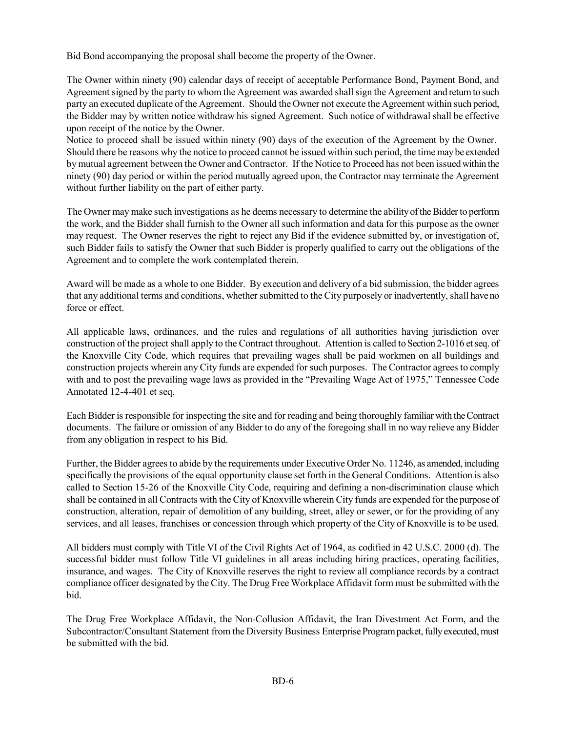Bid Bond accompanying the proposal shall become the property of the Owner.

The Owner within ninety (90) calendar days of receipt of acceptable Performance Bond, Payment Bond, and Agreement signed by the party to whom the Agreement was awarded shall sign the Agreement and return to such party an executed duplicate of the Agreement. Should the Owner not execute the Agreement within such period, the Bidder may by written notice withdraw his signed Agreement. Such notice of withdrawal shall be effective upon receipt of the notice by the Owner.
Notice to proceed shall be issued within ninety (90) days of the execution of the Agreement by the Owner. Should there be reasons why the notice to proceed cannot be issued within such period, the time may be extended by mutual agreement between the Owner and Contractor. If the Notice to Proceed has not been issued within the ninety (90) day period or within the period mutually agreed upon, the Contractor may terminate the Agreement without further liability on the part of either party.

The Owner may make such investigations as he deems necessary to determine the ability of the Bidder to perform the work, and the Bidder shall furnish to the Owner all such information and data for this purpose as the owner may request. The Owner reserves the right to reject any Bid if the evidence submitted by, or investigation of, such Bidder fails to satisfy the Owner that such Bidder is properly qualified to carry out the obligations of the Agreement and to complete the work contemplated therein.

Award will be made as a whole to one Bidder. By execution and delivery of a bid submission, the bidder agrees that any additional terms and conditions, whether submitted to the City purposely or inadvertently, shall have no force or effect.

All applicable laws, ordinances, and the rules and regulations of all authorities having jurisdiction over construction of the project shall apply to the Contract throughout. Attention is called to Section 2-1016 et seq. of the Knoxville City Code, which requires that prevailing wages shall be paid workmen on all buildings and construction projects wherein any City funds are expended for such purposes. The Contractor agrees to comply with and to post the prevailing wage laws as provided in the "Prevailing Wage Act of 1975," Tennessee Code Annotated 12-4-401 et seq.

Each Bidder is responsible for inspecting the site and for reading and being thoroughly familiar with the Contract documents. The failure or omission of any Bidder to do any of the foregoing shall in no way relieve any Bidder from any obligation in respect to his Bid.

Further, the Bidder agrees to abide by the requirements under Executive Order No. 11246, as amended, including specifically the provisions of the equal opportunity clause set forth in the General Conditions. Attention is also called to Section 15-26 of the Knoxville City Code, requiring and defining a non-discrimination clause which shall be contained in all Contracts with the City of Knoxville wherein City funds are expended for the purpose of construction, alteration, repair of demolition of any building, street, alley or sewer, or for the providing of any services, and all leases, franchises or concession through which property of the City of Knoxville is to be used.

All bidders must comply with Title VI of the Civil Rights Act of 1964, as codified in 42 U.S.C. 2000 (d). The successful bidder must follow Title VI guidelines in all areas including hiring practices, operating facilities, insurance, and wages. The City of Knoxville reserves the right to review all compliance records by a contract compliance officer designated by the City. The Drug Free Workplace Affidavit form must be submitted with the bid.

The Drug Free Workplace Affidavit, the Non-Collusion Affidavit, the Iran Divestment Act Form, and the Subcontractor/Consultant Statement from the Diversity Business Enterprise Program packet, fully executed, must be submitted with the bid.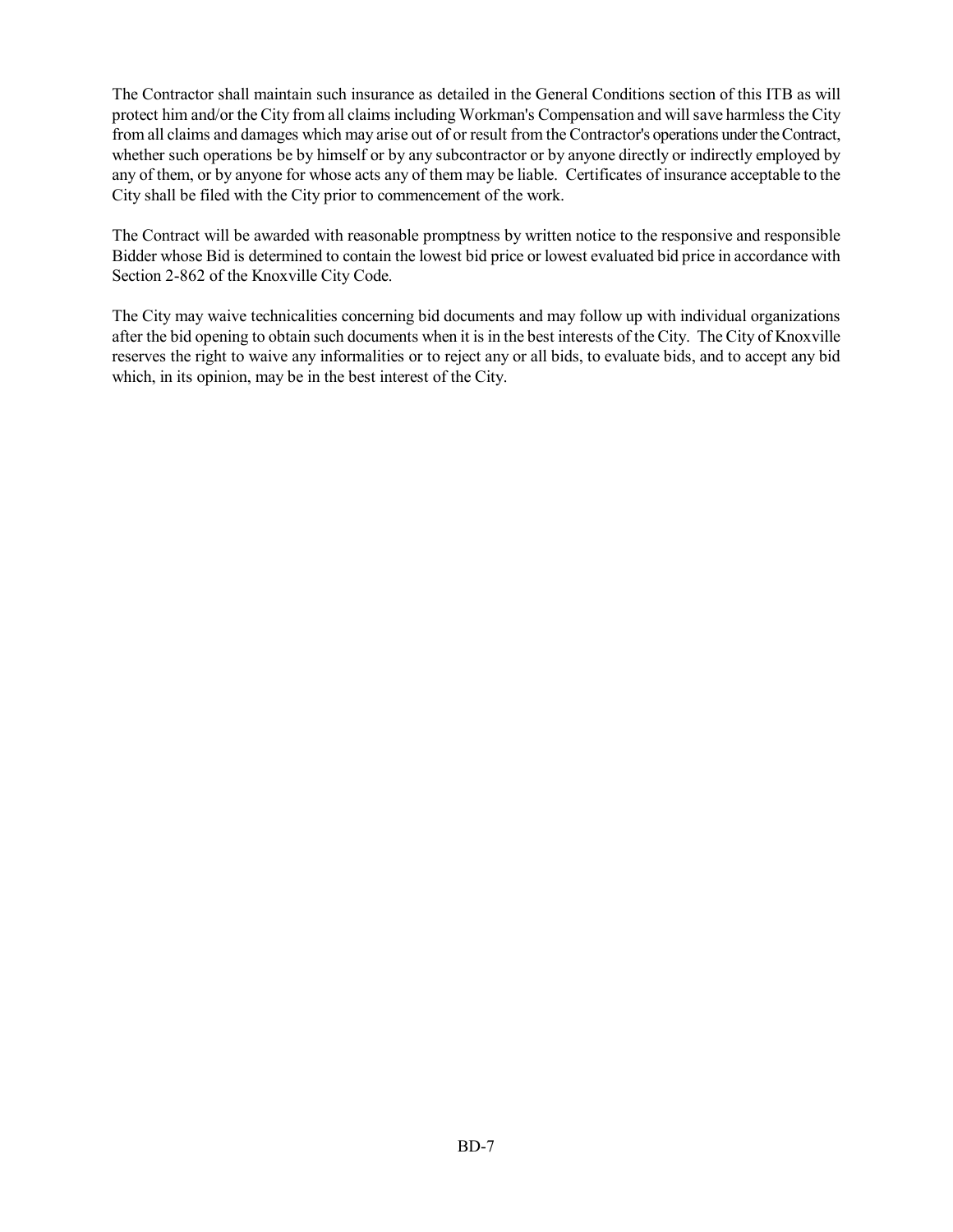The Contractor shall maintain such insurance as detailed in the General Conditions section of this ITB as will protect him and/or the City from all claims including Workman's Compensation and will save harmless the City from all claims and damages which may arise out of or result from the Contractor's operations under the Contract, whether such operations be by himself or by any subcontractor or by anyone directly or indirectly employed by any of them, or by anyone for whose acts any of them may be liable. Certificates of insurance acceptable to the City shall be filed with the City prior to commencement of the work.

The Contract will be awarded with reasonable promptness by written notice to the responsive and responsible Bidder whose Bid is determined to contain the lowest bid price or lowest evaluated bid price in accordance with Section 2-862 of the Knoxville City Code.

The City may waive technicalities concerning bid documents and may follow up with individual organizations after the bid opening to obtain such documents when it is in the best interests of the City. The City of Knoxville reserves the right to waive any informalities or to reject any or all bids, to evaluate bids, and to accept any bid which, in its opinion, may be in the best interest of the City.